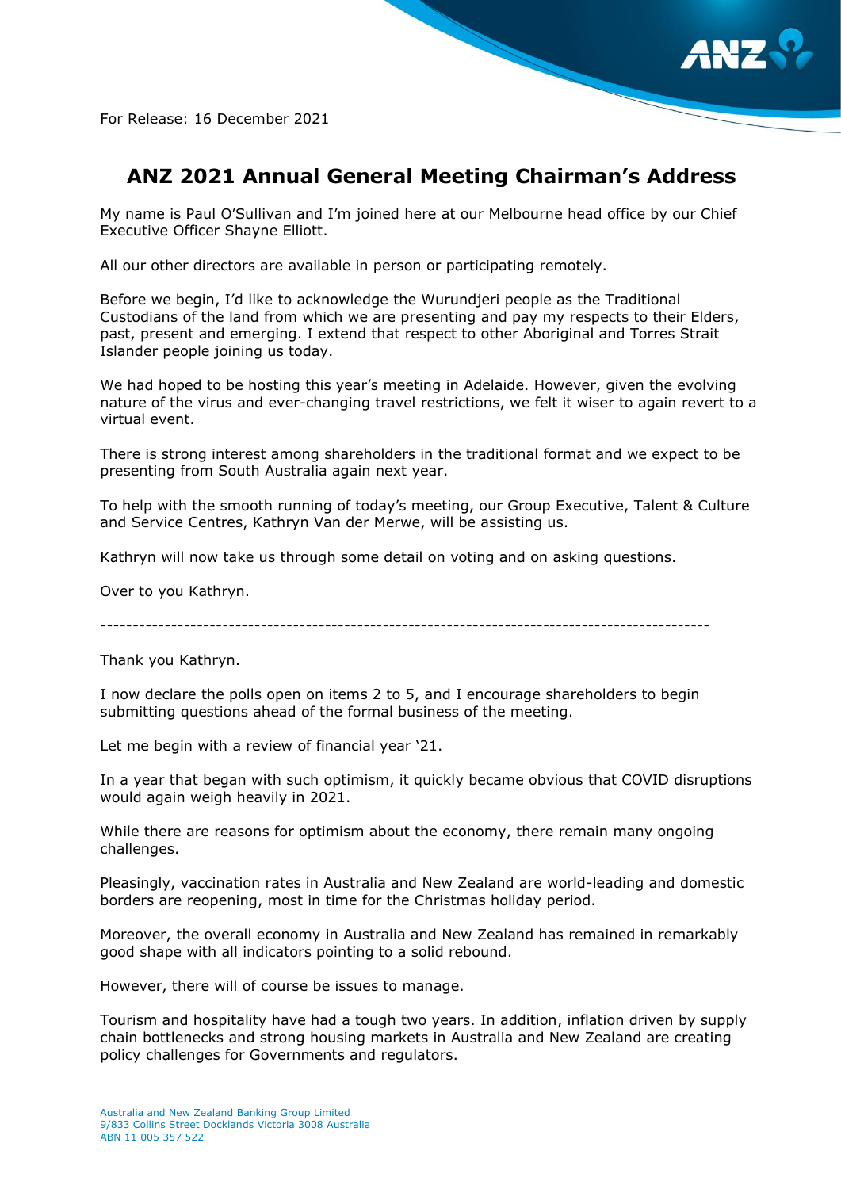For Release: 16 December 2021

# ANZ 2021 Annual General Meeting Chairman's Address

My name is Paul O'Sullivan and I'm joined here at our Melbourne head office by our Chief Executive Officer Shayne Elliott.

All our other directors are available in person or participating remotely.

Before we begin, I'd like to acknowledge the Wurundjeri people as the Traditional Custodians of the land from which we are presenting and pay my respects to their Elders, past, present and emerging. I extend that respect to other Aboriginal and Torres Strait Islander people joining us today.

We had hoped to be hosting this year's meeting in Adelaide. However, given the evolving nature of the virus and ever-changing travel restrictions, we felt it wiser to again revert to a virtual event.

There is strong interest among shareholders in the traditional format and we expect to be presenting from South Australia again next year.

To help with the smooth running of today's meeting, our Group Executive, Talent & Culture and Service Centres, Kathryn Van der Merwe, will be assisting us.

Kathryn will now take us through some detail on voting and on asking questions.

Over to you Kathryn.

---

Thank you Kathryn.

I now declare the polls open on items 2 to 5, and I encourage shareholders to begin submitting questions ahead of the formal business of the meeting.

Let me begin with a review of financial year '21.

In a year that began with such optimism, it quickly became obvious that COVID disruptions would again weigh heavily in 2021.

While there are reasons for optimism about the economy, there remain many ongoing challenges.

Pleasingly, vaccination rates in Australia and New Zealand are world-leading and domestic borders are reopening, most in time for the Christmas holiday period.

Moreover, the overall economy in Australia and New Zealand has remained in remarkably good shape with all indicators pointing to a solid rebound.

However, there will of course be issues to manage.

Tourism and hospitality have had a tough two years. In addition, inflation driven by supply chain bottlenecks and strong housing markets in Australia and New Zealand are creating policy challenges for Governments and regulators.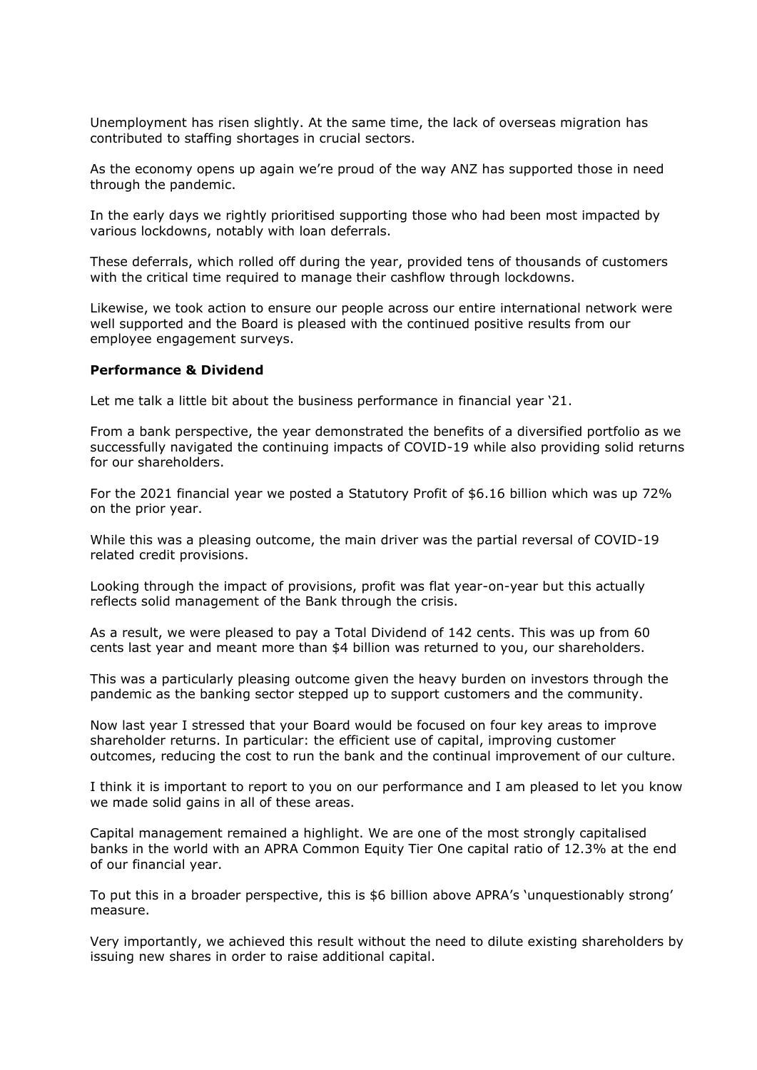Unemployment has risen slightly. At the same time, the lack of overseas migration has contributed to staffing shortages in crucial sectors.

As the economy opens up again we're proud of the way ANZ has supported those in need through the pandemic.

In the early days we rightly prioritised supporting those who had been most impacted by various lockdowns, notably with loan deferrals.

These deferrals, which rolled off during the year, provided tens of thousands of customers with the critical time required to manage their cashflow through lockdowns.

Likewise, we took action to ensure our people across our entire international network were well supported and the Board is pleased with the continued positive results from our employee engagement surveys.

**Performance & Dividend**

Let me talk a little bit about the business performance in financial year '21.

From a bank perspective, the year demonstrated the benefits of a diversified portfolio as we successfully navigated the continuing impacts of COVID-19 while also providing solid returns for our shareholders.

For the 2021 financial year we posted a Statutory Profit of $6.16 billion which was up 72% on the prior year.

While this was a pleasing outcome, the main driver was the partial reversal of COVID-19 related credit provisions.

Looking through the impact of provisions, profit was flat year-on-year but this actually reflects solid management of the Bank through the crisis.

As a result, we were pleased to pay a Total Dividend of 142 cents. This was up from 60 cents last year and meant more than $4 billion was returned to you, our shareholders.

This was a particularly pleasing outcome given the heavy burden on investors through the pandemic as the banking sector stepped up to support customers and the community.

Now last year I stressed that your Board would be focused on four key areas to improve shareholder returns. In particular: the efficient use of capital, improving customer outcomes, reducing the cost to run the bank and the continual improvement of our culture.

I think it is important to report to you on our performance and I am pleased to let you know we made solid gains in all of these areas.

Capital management remained a highlight. We are one of the most strongly capitalised banks in the world with an APRA Common Equity Tier One capital ratio of 12.3% at the end of our financial year.

To put this in a broader perspective, this is $6 billion above APRA's 'unquestionably strong' measure.

Very importantly, we achieved this result without the need to dilute existing shareholders by issuing new shares in order to raise additional capital.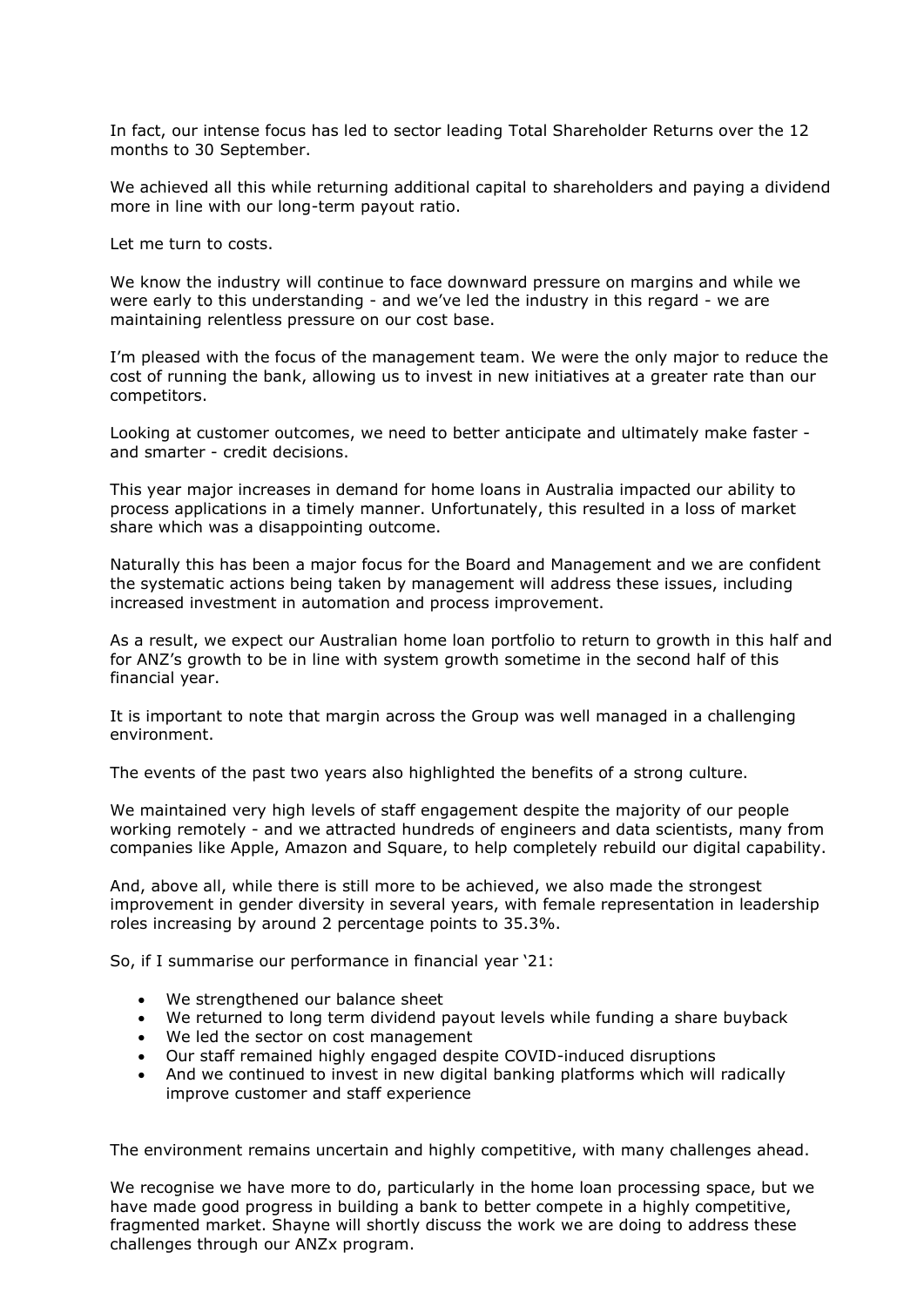In fact, our intense focus has led to sector leading Total Shareholder Returns over the 12 months to 30 September.

We achieved all this while returning additional capital to shareholders and paying a dividend more in line with our long-term payout ratio.

Let me turn to costs.

We know the industry will continue to face downward pressure on margins and while we were early to this understanding - and we've led the industry in this regard - we are maintaining relentless pressure on our cost base.

I'm pleased with the focus of the management team. We were the only major to reduce the cost of running the bank, allowing us to invest in new initiatives at a greater rate than our competitors.

Looking at customer outcomes, we need to better anticipate and ultimately make faster - and smarter - credit decisions.

This year major increases in demand for home loans in Australia impacted our ability to process applications in a timely manner. Unfortunately, this resulted in a loss of market share which was a disappointing outcome.

Naturally this has been a major focus for the Board and Management and we are confident the systematic actions being taken by management will address these issues, including increased investment in automation and process improvement.

As a result, we expect our Australian home loan portfolio to return to growth in this half and for ANZ's growth to be in line with system growth sometime in the second half of this financial year.

It is important to note that margin across the Group was well managed in a challenging environment.

The events of the past two years also highlighted the benefits of a strong culture.

We maintained very high levels of staff engagement despite the majority of our people working remotely - and we attracted hundreds of engineers and data scientists, many from companies like Apple, Amazon and Square, to help completely rebuild our digital capability.

And, above all, while there is still more to be achieved, we also made the strongest improvement in gender diversity in several years, with female representation in leadership roles increasing by around 2 percentage points to 35.3%.

So, if I summarise our performance in financial year '21:

- We strengthened our balance sheet
- We returned to long term dividend payout levels while funding a share buyback
- We led the sector on cost management
- Our staff remained highly engaged despite COVID-induced disruptions
- And we continued to invest in new digital banking platforms which will radically improve customer and staff experience

The environment remains uncertain and highly competitive, with many challenges ahead.

We recognise we have more to do, particularly in the home loan processing space, but we have made good progress in building a bank to better compete in a highly competitive, fragmented market. Shayne will shortly discuss the work we are doing to address these challenges through our ANZx program.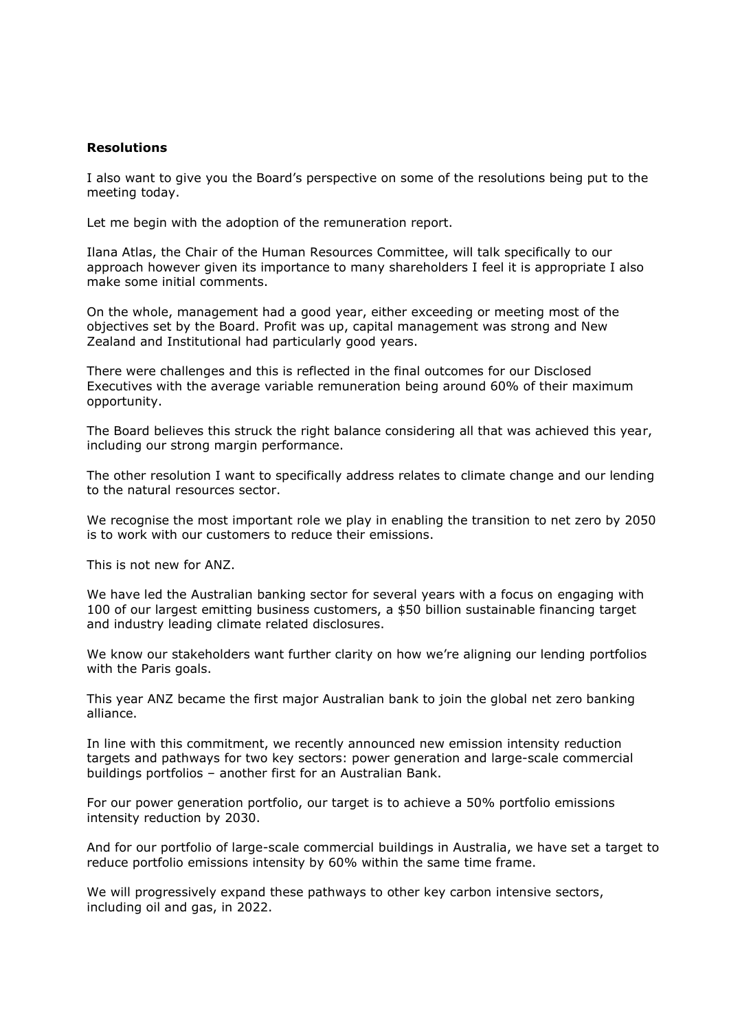**Resolutions**

I also want to give you the Board's perspective on some of the resolutions being put to the meeting today.

Let me begin with the adoption of the remuneration report.

Ilana Atlas, the Chair of the Human Resources Committee, will talk specifically to our approach however given its importance to many shareholders I feel it is appropriate I also make some initial comments.

On the whole, management had a good year, either exceeding or meeting most of the objectives set by the Board. Profit was up, capital management was strong and New Zealand and Institutional had particularly good years.

There were challenges and this is reflected in the final outcomes for our Disclosed Executives with the average variable remuneration being around 60% of their maximum opportunity.

The Board believes this struck the right balance considering all that was achieved this year, including our strong margin performance.

The other resolution I want to specifically address relates to climate change and our lending to the natural resources sector.

We recognise the most important role we play in enabling the transition to net zero by 2050 is to work with our customers to reduce their emissions.

This is not new for ANZ.

We have led the Australian banking sector for several years with a focus on engaging with 100 of our largest emitting business customers, a $50 billion sustainable financing target and industry leading climate related disclosures.

We know our stakeholders want further clarity on how we're aligning our lending portfolios with the Paris goals.

This year ANZ became the first major Australian bank to join the global net zero banking alliance.

In line with this commitment, we recently announced new emission intensity reduction targets and pathways for two key sectors: power generation and large-scale commercial buildings portfolios – another first for an Australian Bank.

For our power generation portfolio, our target is to achieve a 50% portfolio emissions intensity reduction by 2030.

And for our portfolio of large-scale commercial buildings in Australia, we have set a target to reduce portfolio emissions intensity by 60% within the same time frame.

We will progressively expand these pathways to other key carbon intensive sectors, including oil and gas, in 2022.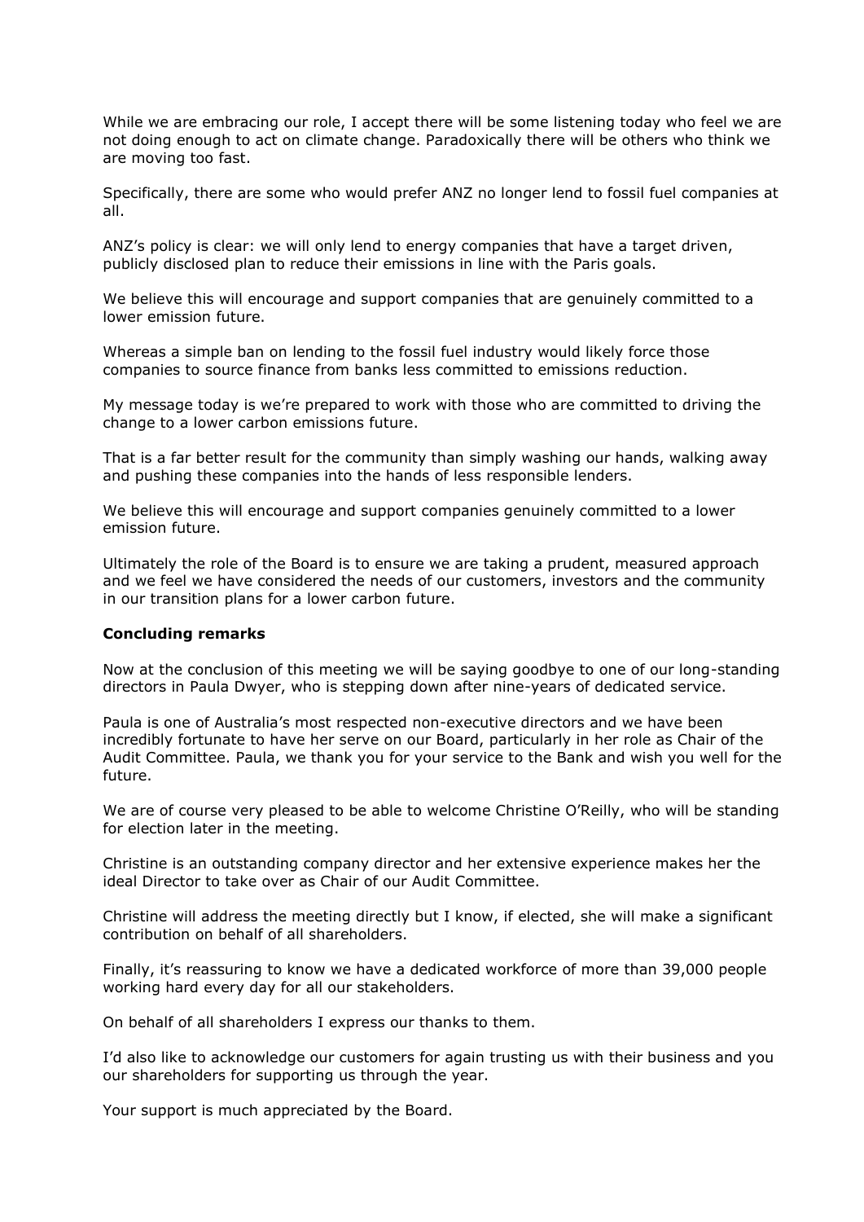While we are embracing our role, I accept there will be some listening today who feel we are not doing enough to act on climate change. Paradoxically there will be others who think we are moving too fast.

Specifically, there are some who would prefer ANZ no longer lend to fossil fuel companies at all.

ANZ's policy is clear: we will only lend to energy companies that have a target driven, publicly disclosed plan to reduce their emissions in line with the Paris goals.

We believe this will encourage and support companies that are genuinely committed to a lower emission future.

Whereas a simple ban on lending to the fossil fuel industry would likely force those companies to source finance from banks less committed to emissions reduction.

My message today is we're prepared to work with those who are committed to driving the change to a lower carbon emissions future.

That is a far better result for the community than simply washing our hands, walking away and pushing these companies into the hands of less responsible lenders.

We believe this will encourage and support companies genuinely committed to a lower emission future.

Ultimately the role of the Board is to ensure we are taking a prudent, measured approach and we feel we have considered the needs of our customers, investors and the community in our transition plans for a lower carbon future.

**Concluding remarks**

Now at the conclusion of this meeting we will be saying goodbye to one of our long-standing directors in Paula Dwyer, who is stepping down after nine-years of dedicated service.

Paula is one of Australia's most respected non-executive directors and we have been incredibly fortunate to have her serve on our Board, particularly in her role as Chair of the Audit Committee. Paula, we thank you for your service to the Bank and wish you well for the future.

We are of course very pleased to be able to welcome Christine O'Reilly, who will be standing for election later in the meeting.

Christine is an outstanding company director and her extensive experience makes her the ideal Director to take over as Chair of our Audit Committee.

Christine will address the meeting directly but I know, if elected, she will make a significant contribution on behalf of all shareholders.

Finally, it's reassuring to know we have a dedicated workforce of more than 39,000 people working hard every day for all our stakeholders.

On behalf of all shareholders I express our thanks to them.

I'd also like to acknowledge our customers for again trusting us with their business and you our shareholders for supporting us through the year.

Your support is much appreciated by the Board.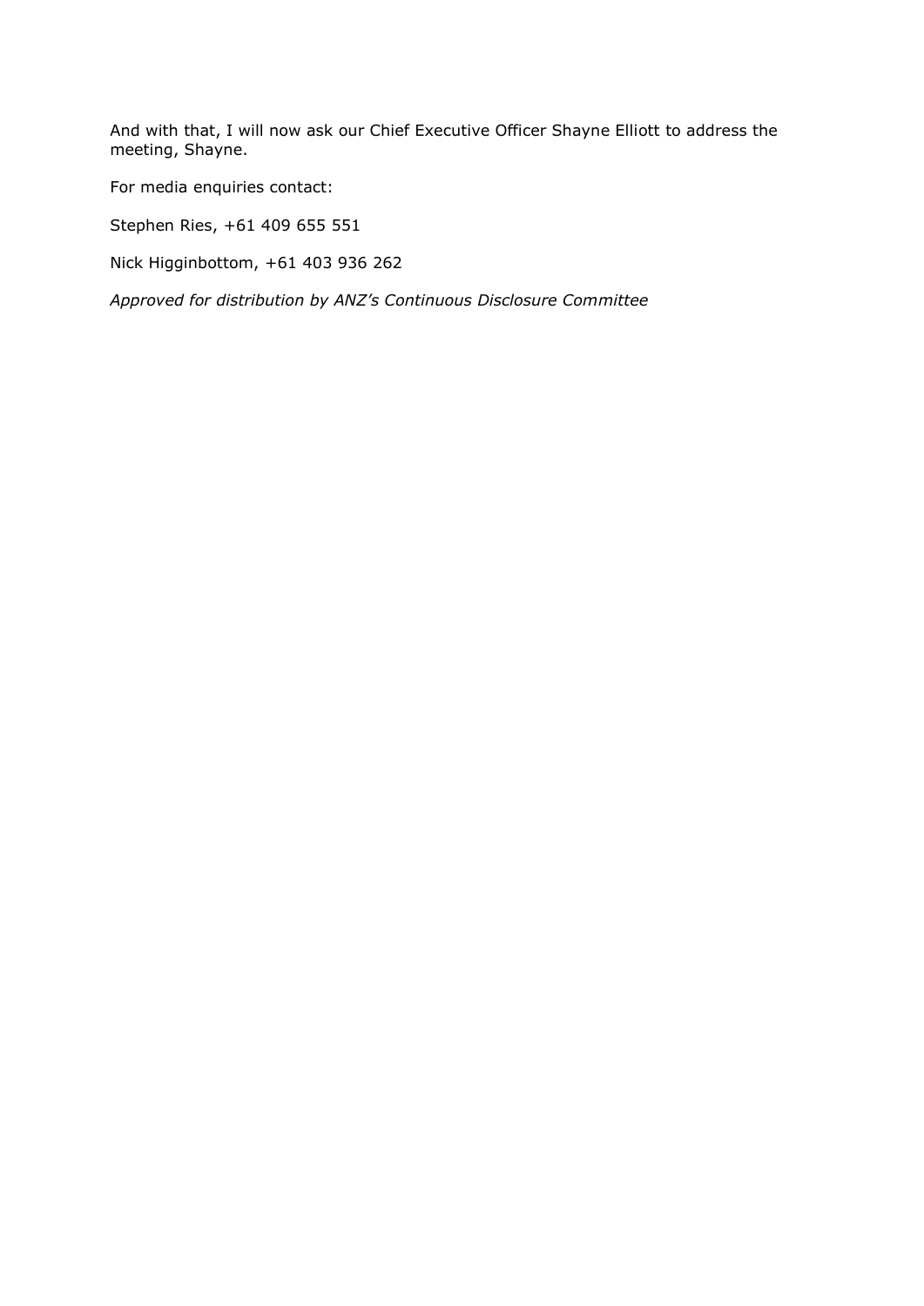And with that, I will now ask our Chief Executive Officer Shayne Elliott to address the meeting, Shayne.

For media enquiries contact:

Stephen Ries, +61 409 655 551

Nick Higginbottom, +61 403 936 262

*Approved for distribution by ANZ's Continuous Disclosure Committee*